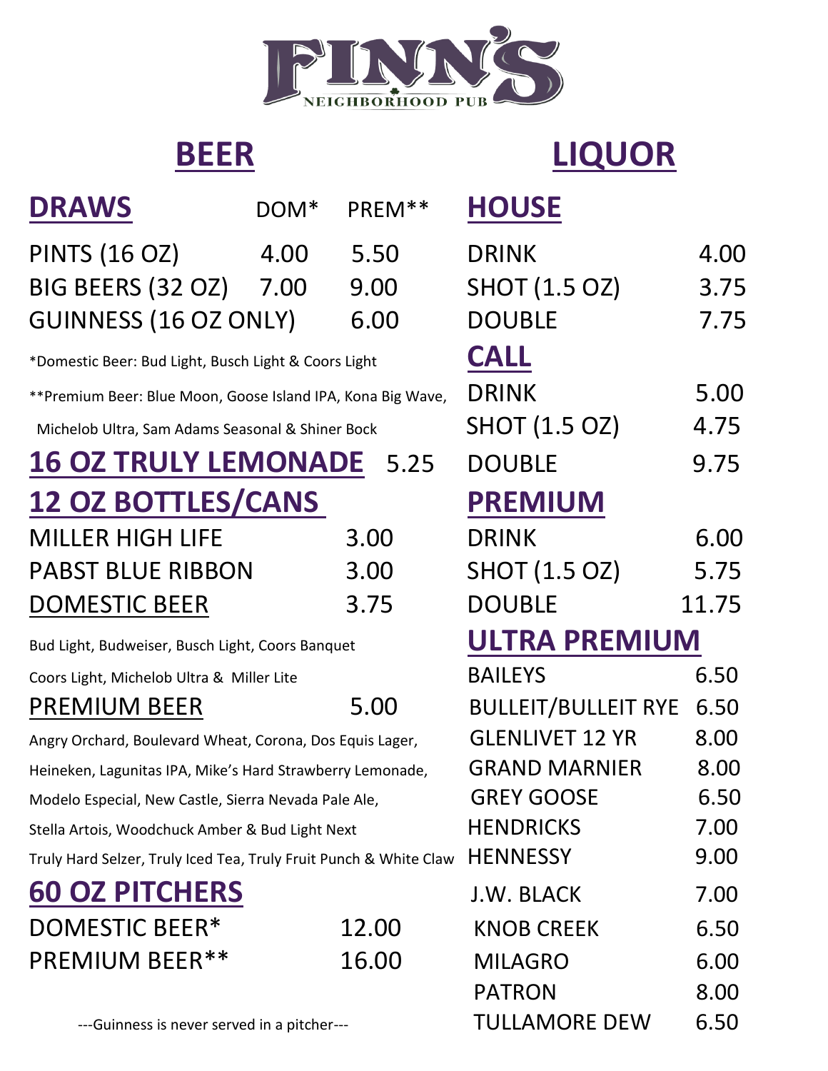# FINN'S

NEIGHBORHOOD PUB

## BEER

### DRAWS

| DRAWS | DOM* | PREM** |
|---|---|---|
| PINTS (16 OZ) | 4.00 | 5.50 |
| BIG BEERS (32 OZ) | 7.00 | 9.00 |
| GUINNESS (16 OZ ONLY) | | 6.00 |

*Domestic Beer: Bud Light, Busch Light & Coors Light

**Premium Beer: Blue Moon, Goose Island IPA, Kona Big Wave, Michelob Ultra, Sam Adams Seasonal & Shiner Bock

### 16 OZ TRULY LEMONADE 5.25

### 12 OZ BOTTLES/CANS

| Item | Price |
|---|---|
| MILLER HIGH LIFE | 3.00 |
| PABST BLUE RIBBON | 3.00 |
| DOMESTIC BEER | 3.75 |

Bud Light, Budweiser, Busch Light, Coors Banquet

Coors Light, Michelob Ultra & Miller Lite

| Item | Price |
|---|---|
| PREMIUM BEER | 5.00 |

Angry Orchard, Boulevard Wheat, Corona, Dos Equis Lager, Heineken, Lagunitas IPA, Mike's Hard Strawberry Lemonade, Modelo Especial, New Castle, Sierra Nevada Pale Ale, Stella Artois, Woodchuck Amber & Bud Light Next

Truly Hard Selzer, Truly Iced Tea, Truly Fruit Punch & White Claw

### 60 OZ PITCHERS

| Item | Price |
|---|---|
| DOMESTIC BEER* | 12.00 |
| PREMIUM BEER** | 16.00 |

---Guinness is never served in a pitcher---

## LIQUOR

### HOUSE

| Item | Price |
|---|---|
| DRINK | 4.00 |
| SHOT (1.5 OZ) | 3.75 |
| DOUBLE | 7.75 |

### CALL

| Item | Price |
|---|---|
| DRINK | 5.00 |
| SHOT (1.5 OZ) | 4.75 |
| DOUBLE | 9.75 |

### PREMIUM

| Item | Price |
|---|---|
| DRINK | 6.00 |
| SHOT (1.5 OZ) | 5.75 |
| DOUBLE | 11.75 |

### ULTRA PREMIUM

| Item | Price |
|---|---|
| BAILEYS | 6.50 |
| BULLEIT/BULLEIT RYE | 6.50 |
| GLENLIVET 12 YR | 8.00 |
| GRAND MARNIER | 8.00 |
| GREY GOOSE | 6.50 |
| HENDRICKS | 7.00 |
| HENNESSY | 9.00 |
| J.W. BLACK | 7.00 |
| KNOB CREEK | 6.50 |
| MILAGRO | 6.00 |
| PATRON | 8.00 |
| TULLAMORE DEW | 6.50 |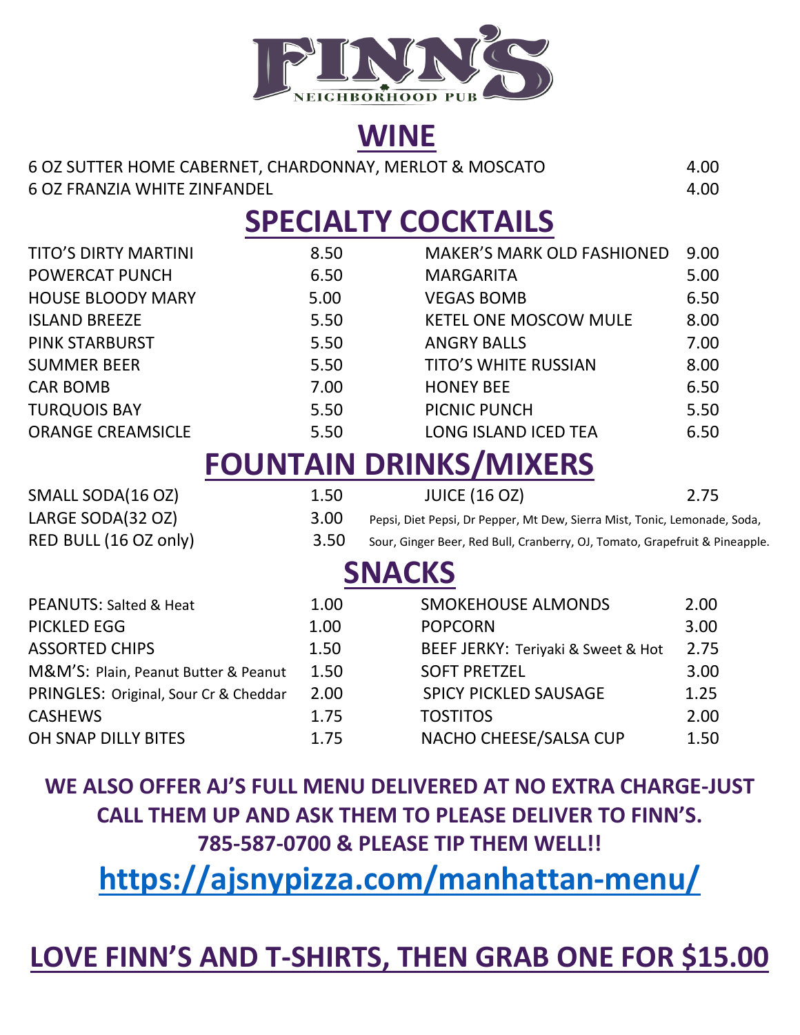# FINN'S
NEIGHBORHOOD PUB

## WINE

| | |
|---|---|
| 6 OZ SUTTER HOME CABERNET, CHARDONNAY, MERLOT & MOSCATO | 4.00 |
| 6 OZ FRANZIA WHITE ZINFANDEL | 4.00 |

## SPECIALTY COCKTAILS

| | | | |
|---|---|---|---|
| TITO'S DIRTY MARTINI | 8.50 | MAKER'S MARK OLD FASHIONED | 9.00 |
| POWERCAT PUNCH | 6.50 | MARGARITA | 5.00 |
| HOUSE BLOODY MARY | 5.00 | VEGAS BOMB | 6.50 |
| ISLAND BREEZE | 5.50 | KETEL ONE MOSCOW MULE | 8.00 |
| PINK STARBURST | 5.50 | ANGRY BALLS | 7.00 |
| SUMMER BEER | 5.50 | TITO'S WHITE RUSSIAN | 8.00 |
| CAR BOMB | 7.00 | HONEY BEE | 6.50 |
| TURQUOIS BAY | 5.50 | PICNIC PUNCH | 5.50 |
| ORANGE CREAMSICLE | 5.50 | LONG ISLAND ICED TEA | 6.50 |

## FOUNTAIN DRINKS/MIXERS

| | | | |
|---|---|---|---|
| SMALL SODA(16 OZ) | 1.50 | JUICE (16 OZ) | 2.75 |
| LARGE SODA(32 OZ) | 3.00 | | |
| RED BULL (16 OZ only) | 3.50 | | |

Pepsi, Diet Pepsi, Dr Pepper, Mt Dew, Sierra Mist, Tonic, Lemonade, Soda, Sour, Ginger Beer, Red Bull, Cranberry, OJ, Tomato, Grapefruit & Pineapple.

## SNACKS

| | | | |
|---|---|---|---|
| PEANUTS: Salted & Heat | 1.00 | SMOKEHOUSE ALMONDS | 2.00 |
| PICKLED EGG | 1.00 | POPCORN | 3.00 |
| ASSORTED CHIPS | 1.50 | BEEF JERKY: Teriyaki & Sweet & Hot | 2.75 |
| M&M'S: Plain, Peanut Butter & Peanut | 1.50 | SOFT PRETZEL | 3.00 |
| PRINGLES: Original, Sour Cr & Cheddar | 2.00 | SPICY PICKLED SAUSAGE | 1.25 |
| CASHEWS | 1.75 | TOSTITOS | 2.00 |
| OH SNAP DILLY BITES | 1.75 | NACHO CHEESE/SALSA CUP | 1.50 |

**WE ALSO OFFER AJ'S FULL MENU DELIVERED AT NO EXTRA CHARGE-JUST CALL THEM UP AND ASK THEM TO PLEASE DELIVER TO FINN'S. 785-587-0700 & PLEASE TIP THEM WELL!!**

## https://ajsnypizza.com/manhattan-menu/

## LOVE FINN'S AND T-SHIRTS, THEN GRAB ONE FOR $15.00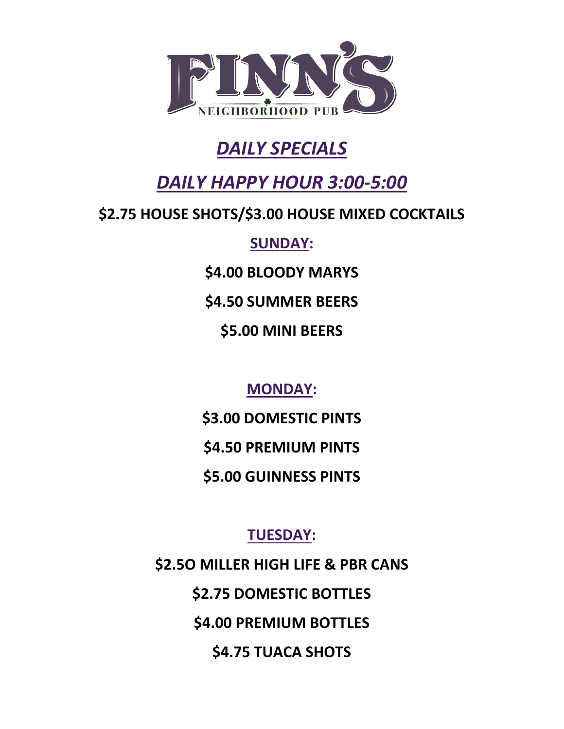# FINN'S

NEIGHBORHOOD PUB

## *DAILY SPECIALS*

## *DAILY HAPPY HOUR 3:00-5:00*

**$2.75 HOUSE SHOTS/$3.00 HOUSE MIXED COCKTAILS**

### SUNDAY:

**$4.00 BLOODY MARYS**

**$4.50 SUMMER BEERS**

**$5.00 MINI BEERS**

### MONDAY:

**$3.00 DOMESTIC PINTS**

**$4.50 PREMIUM PINTS**

**$5.00 GUINNESS PINTS**

### TUESDAY:

**$2.5O MILLER HIGH LIFE & PBR CANS**

**$2.75 DOMESTIC BOTTLES**

**$4.00 PREMIUM BOTTLES**

**$4.75 TUACA SHOTS**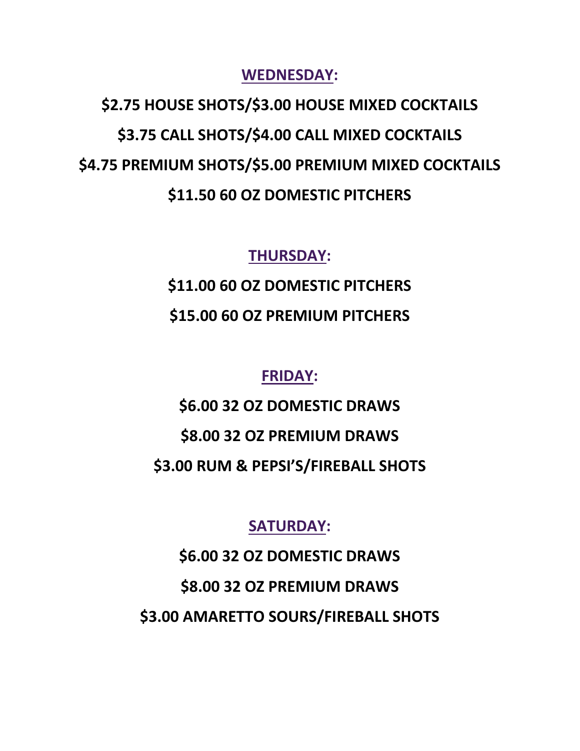## WEDNESDAY:

**$2.75 HOUSE SHOTS/$3.00 HOUSE MIXED COCKTAILS**

**$3.75 CALL SHOTS/$4.00 CALL MIXED COCKTAILS**

**$4.75 PREMIUM SHOTS/$5.00 PREMIUM MIXED COCKTAILS**

**$11.50 60 OZ DOMESTIC PITCHERS**

## THURSDAY:

**$11.00 60 OZ DOMESTIC PITCHERS**

**$15.00 60 OZ PREMIUM PITCHERS**

## FRIDAY:

**$6.00 32 OZ DOMESTIC DRAWS**

**$8.00 32 OZ PREMIUM DRAWS**

**$3.00 RUM & PEPSI'S/FIREBALL SHOTS**

## SATURDAY:

**$6.00 32 OZ DOMESTIC DRAWS**

**$8.00 32 OZ PREMIUM DRAWS**

**$3.00 AMARETTO SOURS/FIREBALL SHOTS**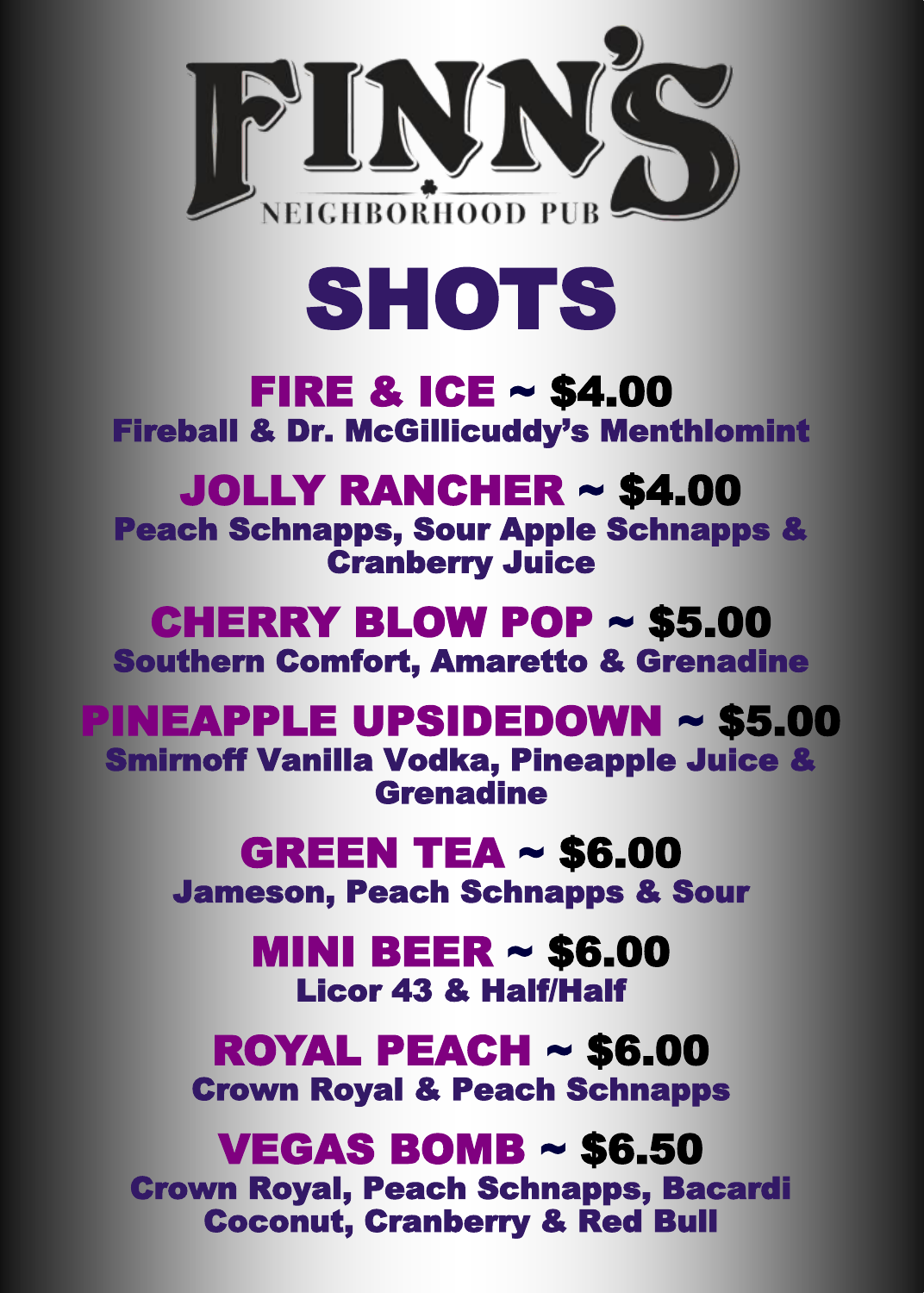# FINN'S

NEIGHBORHOOD PUB

# SHOTS

## FIRE & ICE ~ $4.00
**Fireball & Dr. McGillicuddy's Menthlomint**

## JOLLY RANCHER ~ $4.00
**Peach Schnapps, Sour Apple Schnapps & Cranberry Juice**

## CHERRY BLOW POP ~ $5.00
**Southern Comfort, Amaretto & Grenadine**

## PINEAPPLE UPSIDEDOWN ~ $5.00
**Smirnoff Vanilla Vodka, Pineapple Juice & Grenadine**

## GREEN TEA ~ $6.00
**Jameson, Peach Schnapps & Sour**

## MINI BEER ~ $6.00
**Licor 43 & Half/Half**

## ROYAL PEACH ~ $6.00
**Crown Royal & Peach Schnapps**

## VEGAS BOMB ~ $6.50
**Crown Royal, Peach Schnapps, Bacardi Coconut, Cranberry & Red Bull**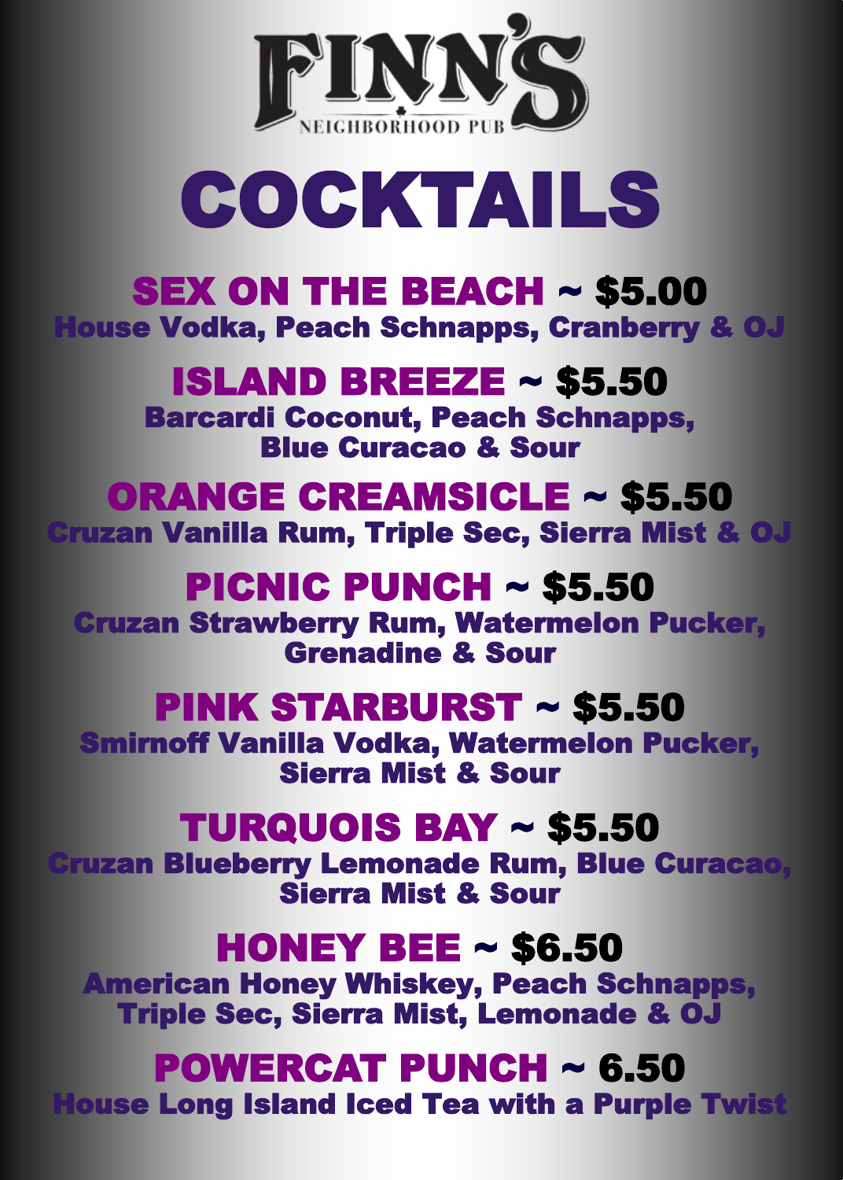# FINN'S

NEIGHBORHOOD PUB

# COCKTAILS

## SEX ON THE BEACH ~ $5.00

House Vodka, Peach Schnapps, Cranberry & OJ

## ISLAND BREEZE ~ $5.50

Barcardi Coconut, Peach Schnapps,
Blue Curacao & Sour

## ORANGE CREAMSICLE ~ $5.50

Cruzan Vanilla Rum, Triple Sec, Sierra Mist & OJ

## PICNIC PUNCH ~ $5.50

Cruzan Strawberry Rum, Watermelon Pucker,
Grenadine & Sour

## PINK STARBURST ~ $5.50

Smirnoff Vanilla Vodka, Watermelon Pucker,
Sierra Mist & Sour

## TURQUOIS BAY ~ $5.50

Cruzan Blueberry Lemonade Rum, Blue Curacao,
Sierra Mist & Sour

## HONEY BEE ~ $6.50

American Honey Whiskey, Peach Schnapps,
Triple Sec, Sierra Mist, Lemonade & OJ

## POWERCAT PUNCH ~ 6.50

House Long Island Iced Tea with a Purple Twist